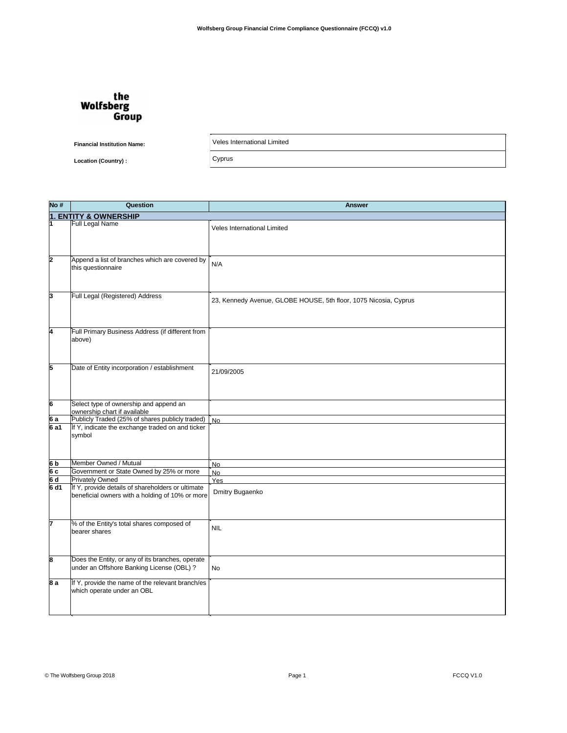# Wolfsberg Group Financial Crime Compliance Questionnaire (FCCQ) v1.0

the Wolfsberg Group

**Financial Institution Name:** Veles International Limited

**Location (Country) :** Cyprus

| No # | Question | Answer |
|---|---|---|
| **1. ENTITY & OWNERSHIP** | | |
| 1 | Full Legal Name | Veles International Limited |
| 2 | Append a list of branches which are covered by this questionnaire | N/A |
| 3 | Full Legal (Registered) Address | 23, Kennedy Avenue, GLOBE HOUSE, 5th floor, 1075 Nicosia, Cyprus |
| 4 | Full Primary Business Address (if different from above) | |
| 5 | Date of Entity incorporation / establishment | 21/09/2005 |
| 6 | Select type of ownership and append an ownership chart if available | |
| 6 a | Publicly Traded (25% of shares publicly traded) | No |
| 6 a1 | If Y, indicate the exchange traded on and ticker symbol | |
| 6 b | Member Owned / Mutual | No |
| 6 c | Government or State Owned by 25% or more | No |
| 6 d | Privately Owned | Yes |
| 6 d1 | If Y, provide details of shareholders or ultimate beneficial owners with a holding of 10% or more | Dmitry Bugaenko |
| 7 | % of the Entity's total shares composed of bearer shares | NIL |
| 8 | Does the Entity, or any of its branches, operate under an Offshore Banking License (OBL) ? | No |
| 8 a | If Y, provide the name of the relevant branch/es which operate under an OBL | |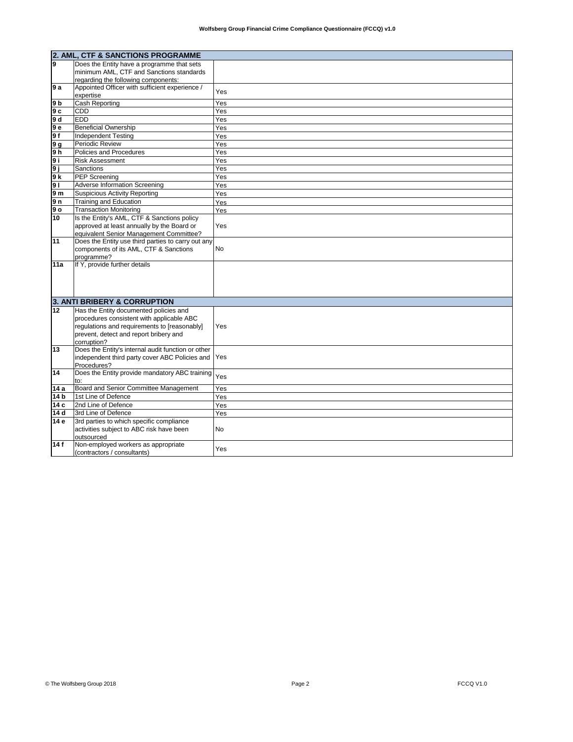| 2. AML, CTF & SANCTIONS PROGRAMME | | |
|---|---|---|
| 9 | Does the Entity have a programme that sets minimum AML, CTF and Sanctions standards regarding the following components: | |
| 9 a | Appointed Officer with sufficient experience / expertise | Yes |
| 9 b | Cash Reporting | Yes |
| 9 c | CDD | Yes |
| 9 d | EDD | Yes |
| 9 e | Beneficial Ownership | Yes |
| 9 f | Independent Testing | Yes |
| 9 g | Periodic Review | Yes |
| 9 h | Policies and Procedures | Yes |
| 9 i | Risk Assessment | Yes |
| 9 j | Sanctions | Yes |
| 9 k | PEP Screening | Yes |
| 9 l | Adverse Information Screening | Yes |
| 9 m | Suspicious Activity Reporting | Yes |
| 9 n | Training and Education | Yes |
| 9 o | Transaction Monitoring | Yes |
| 10 | Is the Entity's AML, CTF & Sanctions policy approved at least annually by the Board or equivalent Senior Management Committee? | Yes |
| 11 | Does the Entity use third parties to carry out any components of its AML, CTF & Sanctions programme? | No |
| 11a | If Y, provide further details | |

| 3. ANTI BRIBERY & CORRUPTION | | |
|---|---|---|
| 12 | Has the Entity documented policies and procedures consistent with applicable ABC regulations and requirements to [reasonably] prevent, detect and report bribery and corruption? | Yes |
| 13 | Does the Entity's internal audit function or other independent third party cover ABC Policies and Procedures? | Yes |
| 14 | Does the Entity provide mandatory ABC training to: | Yes |
| 14 a | Board and Senior Committee Management | Yes |
| 14 b | 1st Line of Defence | Yes |
| 14 c | 2nd Line of Defence | Yes |
| 14 d | 3rd Line of Defence | Yes |
| 14 e | 3rd parties to which specific compliance activities subject to ABC risk have been outsourced | No |
| 14 f | Non-employed workers as appropriate (contractors / consultants) | Yes |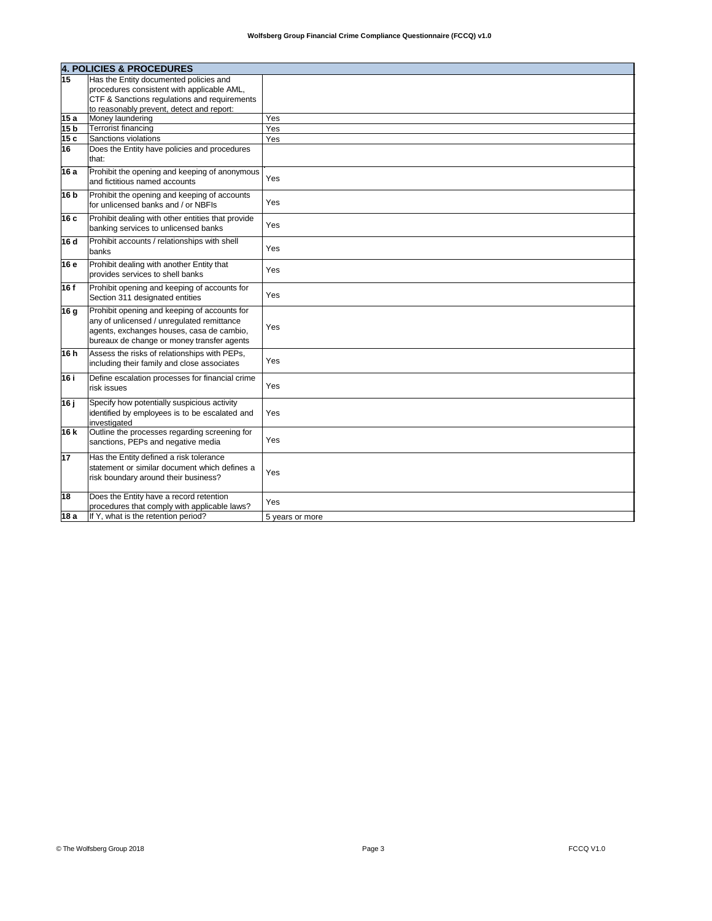| 4. POLICIES & PROCEDURES | | |
|---|---|---|
| 15 | Has the Entity documented policies and procedures consistent with applicable AML, CTF & Sanctions regulations and requirements to reasonably prevent, detect and report: | |
| 15 a | Money laundering | Yes |
| 15 b | Terrorist financing | Yes |
| 15 c | Sanctions violations | Yes |
| 16 | Does the Entity have policies and procedures that: | |
| 16 a | Prohibit the opening and keeping of anonymous and fictitious named accounts | Yes |
| 16 b | Prohibit the opening and keeping of accounts for unlicensed banks and / or NBFIs | Yes |
| 16 c | Prohibit dealing with other entities that provide banking services to unlicensed banks | Yes |
| 16 d | Prohibit accounts / relationships with shell banks | Yes |
| 16 e | Prohibit dealing with another Entity that provides services to shell banks | Yes |
| 16 f | Prohibit opening and keeping of accounts for Section 311 designated entities | Yes |
| 16 g | Prohibit opening and keeping of accounts for any of unlicensed / unregulated remittance agents, exchanges houses, casa de cambio, bureaux de change or money transfer agents | Yes |
| 16 h | Assess the risks of relationships with PEPs, including their family and close associates | Yes |
| 16 i | Define escalation processes for financial crime risk issues | Yes |
| 16 j | Specify how potentially suspicious activity identified by employees is to be escalated and investigated | Yes |
| 16 k | Outline the processes regarding screening for sanctions, PEPs and negative media | Yes |
| 17 | Has the Entity defined a risk tolerance statement or similar document which defines a risk boundary around their business? | Yes |
| 18 | Does the Entity have a record retention procedures that comply with applicable laws? | Yes |
| 18 a | If Y, what is the retention period? | 5 years or more |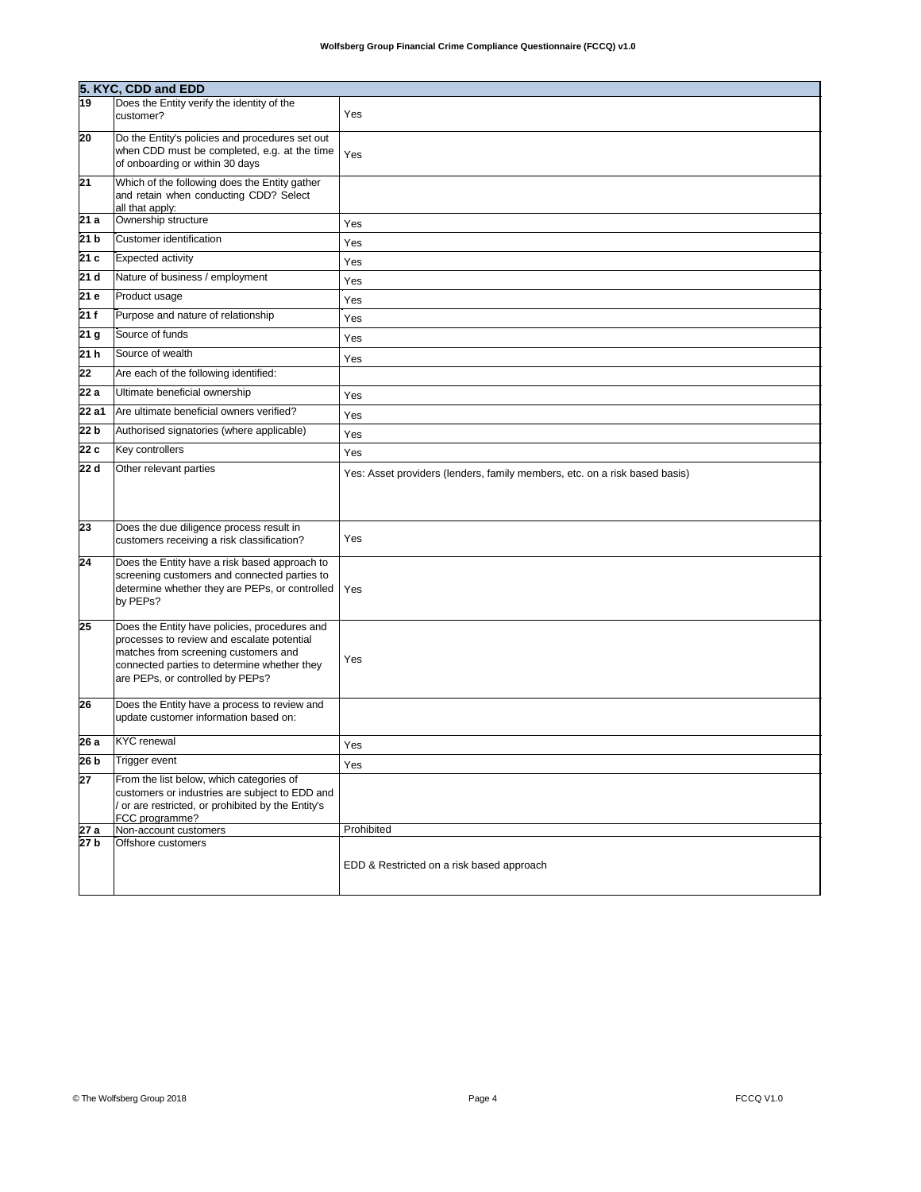| 5. KYC, CDD and EDD | | |
|---|---|---|
| 19 | Does the Entity verify the identity of the customer? | Yes |
| 20 | Do the Entity's policies and procedures set out when CDD must be completed, e.g. at the time of onboarding or within 30 days | Yes |
| 21 | Which of the following does the Entity gather and retain when conducting CDD? Select all that apply: | |
| 21 a | Ownership structure | Yes |
| 21 b | Customer identification | Yes |
| 21 c | Expected activity | Yes |
| 21 d | Nature of business / employment | Yes |
| 21 e | Product usage | Yes |
| 21 f | Purpose and nature of relationship | Yes |
| 21 g | Source of funds | Yes |
| 21 h | Source of wealth | Yes |
| 22 | Are each of the following identified: | |
| 22 a | Ultimate beneficial ownership | Yes |
| 22 a1 | Are ultimate beneficial owners verified? | Yes |
| 22 b | Authorised signatories (where applicable) | Yes |
| 22 c | Key controllers | Yes |
| 22 d | Other relevant parties | Yes: Asset providers (lenders, family members, etc. on a risk based basis) |
| 23 | Does the due diligence process result in customers receiving a risk classification? | Yes |
| 24 | Does the Entity have a risk based approach to screening customers and connected parties to determine whether they are PEPs, or controlled by PEPs? | Yes |
| 25 | Does the Entity have policies, procedures and processes to review and escalate potential matches from screening customers and connected parties to determine whether they are PEPs, or controlled by PEPs? | Yes |
| 26 | Does the Entity have a process to review and update customer information based on: | |
| 26 a | KYC renewal | Yes |
| 26 b | Trigger event | Yes |
| 27 | From the list below, which categories of customers or industries are subject to EDD and / or are restricted, or prohibited by the Entity's FCC programme? | |
| 27 a | Non-account customers | Prohibited |
| 27 b | Offshore customers | EDD & Restricted on a risk based approach |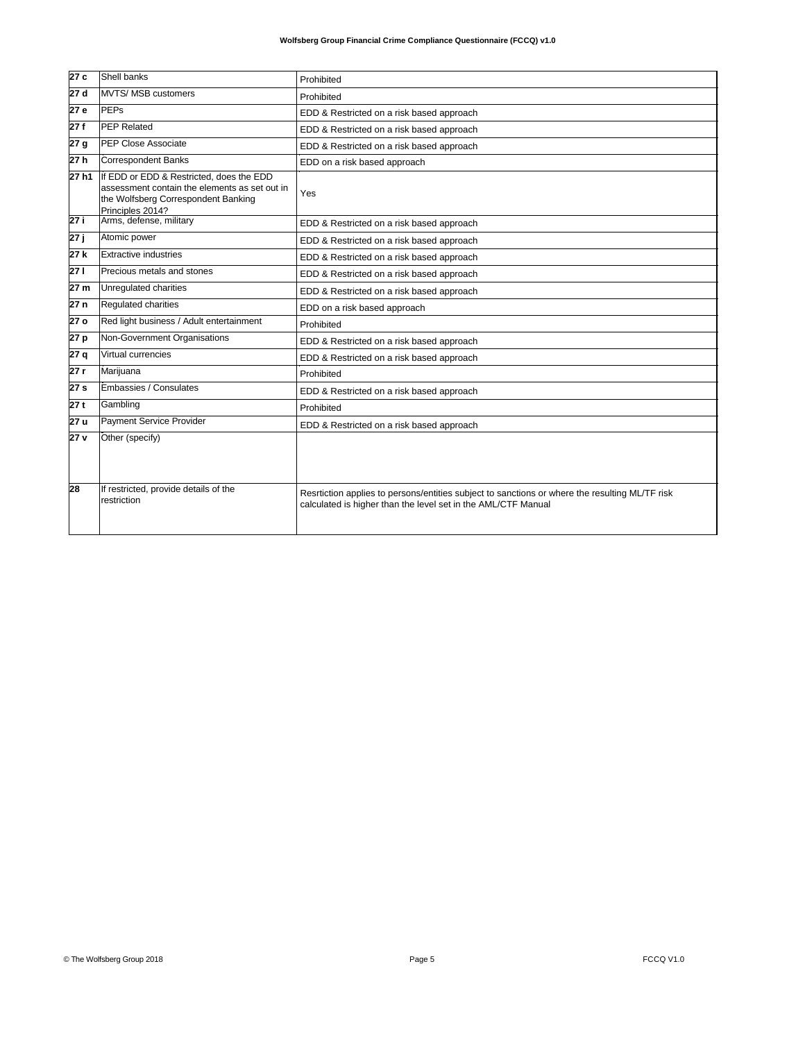| | | |
|---|---|---|
| **27 c** | Shell banks | Prohibited |
| **27 d** | MVTS/ MSB customers | Prohibited |
| **27 e** | PEPs | EDD & Restricted on a risk based approach |
| **27 f** | PEP Related | EDD & Restricted on a risk based approach |
| **27 g** | PEP Close Associate | EDD & Restricted on a risk based approach |
| **27 h** | Correspondent Banks | EDD on a risk based approach |
| **27 h1** | If EDD or EDD & Restricted, does the EDD assessment contain the elements as set out in the Wolfsberg Correspondent Banking Principles 2014? | Yes |
| **27 i** | Arms, defense, military | EDD & Restricted on a risk based approach |
| **27 j** | Atomic power | EDD & Restricted on a risk based approach |
| **27 k** | Extractive industries | EDD & Restricted on a risk based approach |
| **27 l** | Precious metals and stones | EDD & Restricted on a risk based approach |
| **27 m** | Unregulated charities | EDD & Restricted on a risk based approach |
| **27 n** | Regulated charities | EDD on a risk based approach |
| **27 o** | Red light business / Adult entertainment | Prohibited |
| **27 p** | Non-Government Organisations | EDD & Restricted on a risk based approach |
| **27 q** | Virtual currencies | EDD & Restricted on a risk based approach |
| **27 r** | Marijuana | Prohibited |
| **27 s** | Embassies / Consulates | EDD & Restricted on a risk based approach |
| **27 t** | Gambling | Prohibited |
| **27 u** | Payment Service Provider | EDD & Restricted on a risk based approach |
| **27 v** | Other (specify) | |
| **28** | If restricted, provide details of the restriction | Resrtiction applies to persons/entities subject to sanctions or where the resulting ML/TF risk calculated is higher than the level set in the AML/CTF Manual |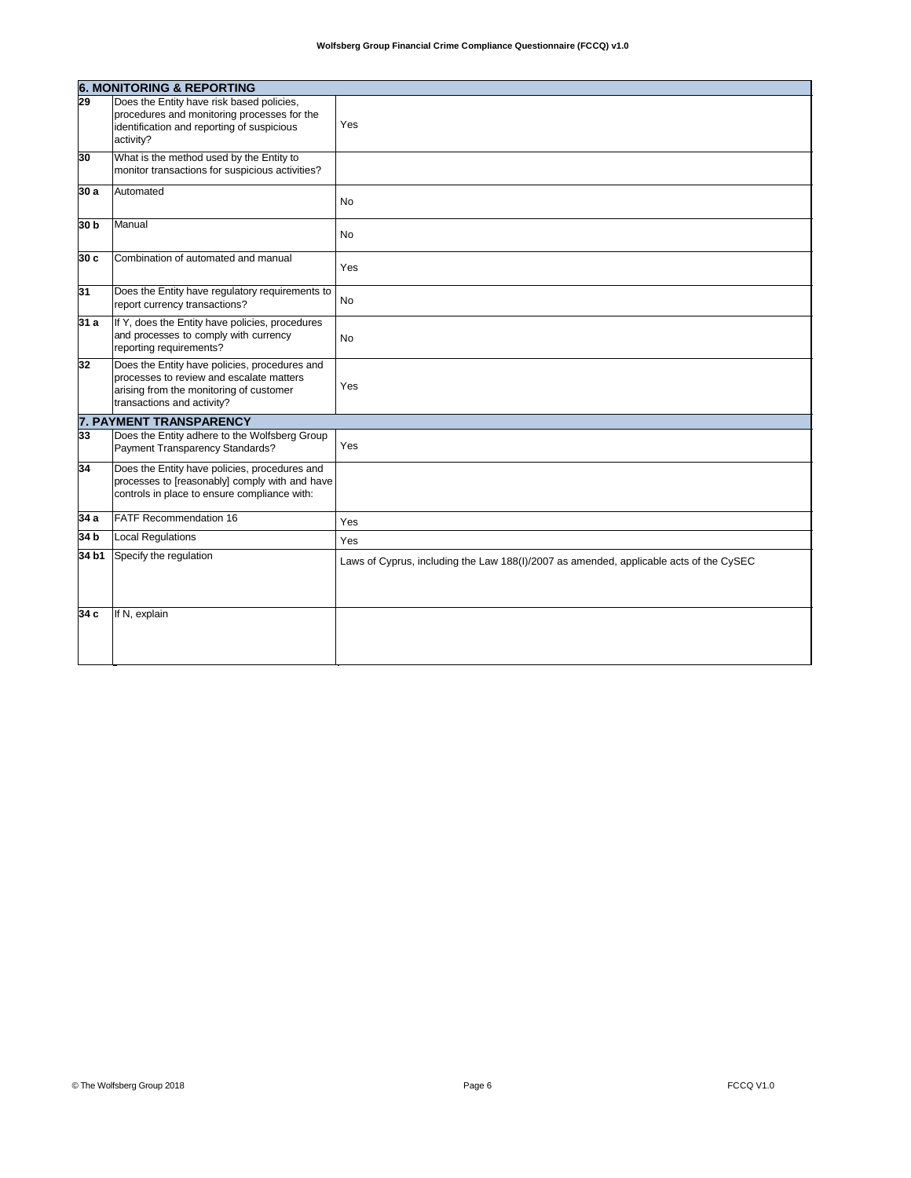| | | |
|---|---|---|
| **6. MONITORING & REPORTING** | | |
| **29** | Does the Entity have risk based policies, procedures and monitoring processes for the identification and reporting of suspicious activity? | Yes |
| **30** | What is the method used by the Entity to monitor transactions for suspicious activities? | |
| **30 a** | Automated | No |
| **30 b** | Manual | No |
| **30 c** | Combination of automated and manual | Yes |
| **31** | Does the Entity have regulatory requirements to report currency transactions? | No |
| **31 a** | If Y, does the Entity have policies, procedures and processes to comply with currency reporting requirements? | No |
| **32** | Does the Entity have policies, procedures and processes to review and escalate matters arising from the monitoring of customer transactions and activity? | Yes |
| **7. PAYMENT TRANSPARENCY** | | |
| **33** | Does the Entity adhere to the Wolfsberg Group Payment Transparency Standards? | Yes |
| **34** | Does the Entity have policies, procedures and processes to [reasonably] comply with and have controls in place to ensure compliance with: | |
| **34 a** | FATF Recommendation 16 | Yes |
| **34 b** | Local Regulations | Yes |
| **34 b1** | Specify the regulation | Laws of Cyprus, including the Law 188(I)/2007 as amended, applicable acts of the CySEC |
| **34 c** | If N, explain | |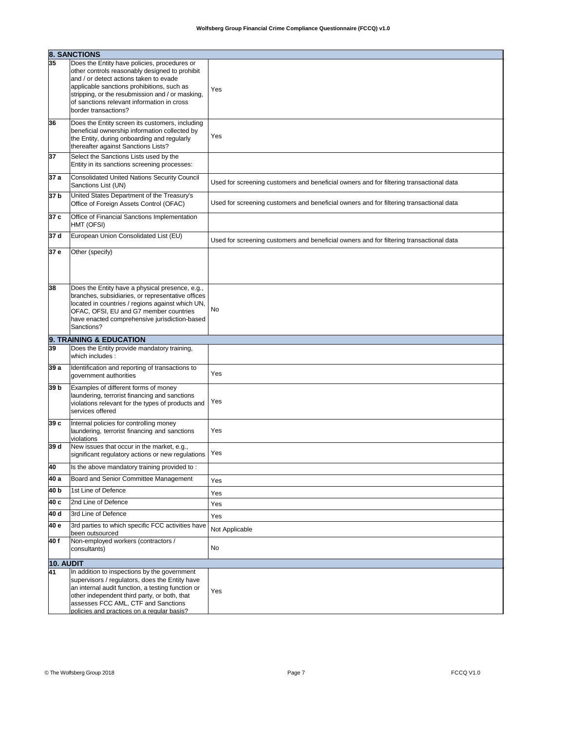| | | |
|---|---|---|
| **8. SANCTIONS** | | |
| 35 | Does the Entity have policies, procedures or other controls reasonably designed to prohibit and / or detect actions taken to evade applicable sanctions prohibitions, such as stripping, or the resubmission and / or masking, of sanctions relevant information in cross border transactions? | Yes |
| 36 | Does the Entity screen its customers, including beneficial ownership information collected by the Entity, during onboarding and regularly thereafter against Sanctions Lists? | Yes |
| 37 | Select the Sanctions Lists used by the Entity in its sanctions screening processes: | |
| 37 a | Consolidated United Nations Security Council Sanctions List (UN) | Used for screening customers and beneficial owners and for filtering transactional data |
| 37 b | United States Department of the Treasury's Office of Foreign Assets Control (OFAC) | Used for screening customers and beneficial owners and for filtering transactional data |
| 37 c | Office of Financial Sanctions Implementation HMT (OFSI) | |
| 37 d | European Union Consolidated List (EU) | Used for screening customers and beneficial owners and for filtering transactional data |
| 37 e | Other (specify) | |
| 38 | Does the Entity have a physical presence, e.g., branches, subsidiaries, or representative offices located in countries / regions against which UN, OFAC, OFSI, EU and G7 member countries have enacted comprehensive jurisdiction-based Sanctions? | No |
| **9. TRAINING & EDUCATION** | | |
| 39 | Does the Entity provide mandatory training, which includes : | |
| 39 a | Identification and reporting of transactions to government authorities | Yes |
| 39 b | Examples of different forms of money laundering, terrorist financing and sanctions violations relevant for the types of products and services offered | Yes |
| 39 c | Internal policies for controlling money laundering, terrorist financing and sanctions violations | Yes |
| 39 d | New issues that occur in the market, e.g., significant regulatory actions or new regulations | Yes |
| 40 | Is the above mandatory training provided to : | |
| 40 a | Board and Senior Committee Management | Yes |
| 40 b | 1st Line of Defence | Yes |
| 40 c | 2nd Line of Defence | Yes |
| 40 d | 3rd Line of Defence | Yes |
| 40 e | 3rd parties to which specific FCC activities have been outsourced | Not Applicable |
| 40 f | Non-employed workers (contractors / consultants) | No |
| **10. AUDIT** | | |
| 41 | In addition to inspections by the government supervisors / regulators, does the Entity have an internal audit function, a testing function or other independent third party, or both, that assesses FCC AML, CTF and Sanctions policies and practices on a regular basis? | Yes |